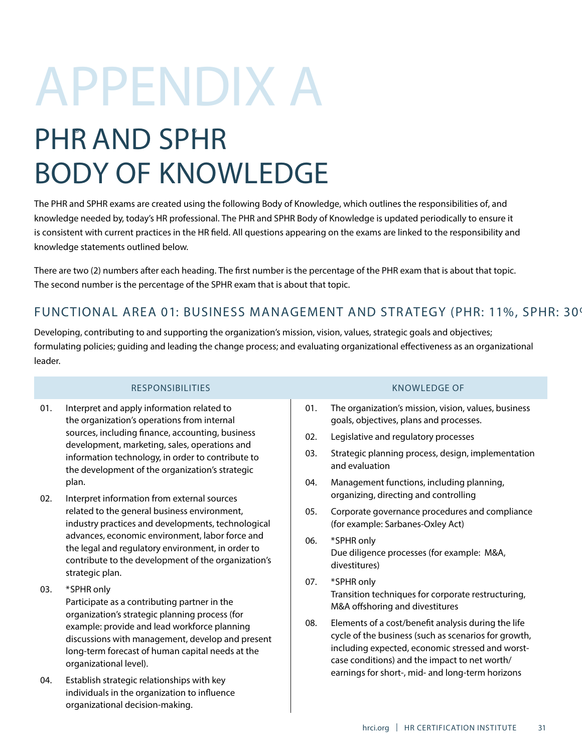# APPENDIX A

## PHR AND SPHR BODY OF KNOWLEDGE

The PHR and SPHR exams are created using the following Body of Knowledge, which outlines the responsibilities of, and knowledge needed by, today's HR professional. The PHR and SPHR Body of Knowledge is updated periodically to ensure it is consistent with current practices in the HR field. All questions appearing on the exams are linked to the responsibility and knowledge statements outlined below.

There are two (2) numbers after each heading. The first number is the percentage of the PHR exam that is about that topic. The second number is the percentage of the SPHR exam that is about that topic.

### FUNCTIONAL AREA 01: BUSINESS MANAGEMENT AND STRATEGY (PHR: 11%, SPHR: 30%)

Developing, contributing to and supporting the organization's mission, vision, values, strategic goals and objectives; formulating policies; guiding and leading the change process; and evaluating organizational effectiveness as an organizational leader.

#### RESPONSIBILITIES

01. Interpret and apply information related to the organization's operations from internal sources, including finance, accounting, business development, marketing, sales, operations and information technology, in order to contribute to the development of the organization's strategic plan.
02. Interpret information from external sources related to the general business environment, industry practices and developments, technological advances, economic environment, labor force and the legal and regulatory environment, in order to contribute to the development of the organization's strategic plan.
03. *SPHR only
    Participate as a contributing partner in the organization's strategic planning process (for example: provide and lead workforce planning discussions with management, develop and present long-term forecast of human capital needs at the organizational level).
04. Establish strategic relationships with key individuals in the organization to influence organizational decision-making.

#### KNOWLEDGE OF

01. The organization's mission, vision, values, business goals, objectives, plans and processes.
02. Legislative and regulatory processes
03. Strategic planning process, design, implementation and evaluation
04. Management functions, including planning, organizing, directing and controlling
05. Corporate governance procedures and compliance (for example: Sarbanes-Oxley Act)
06. *SPHR only
    Due diligence processes (for example: M&A, divestitures)
07. *SPHR only
    Transition techniques for corporate restructuring, M&A offshoring and divestitures
08. Elements of a cost/benefit analysis during the life cycle of the business (such as scenarios for growth, including expected, economic stressed and worst-case conditions) and the impact to net worth/earnings for short-, mid- and long-term horizons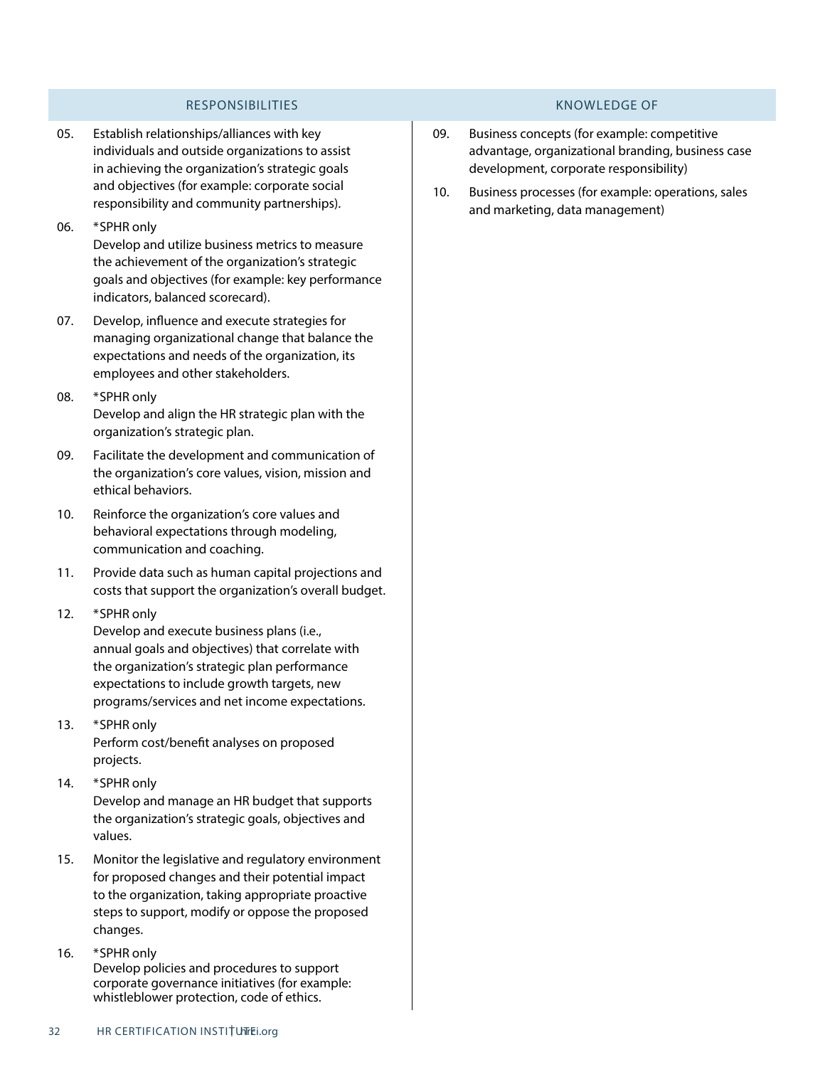## RESPONSIBILITIES

05. Establish relationships/alliances with key individuals and outside organizations to assist in achieving the organization's strategic goals and objectives (for example: corporate social responsibility and community partnerships).

06. *SPHR only
Develop and utilize business metrics to measure the achievement of the organization's strategic goals and objectives (for example: key performance indicators, balanced scorecard).

07. Develop, influence and execute strategies for managing organizational change that balance the expectations and needs of the organization, its employees and other stakeholders.

08. *SPHR only
Develop and align the HR strategic plan with the organization's strategic plan.

09. Facilitate the development and communication of the organization's core values, vision, mission and ethical behaviors.

10. Reinforce the organization's core values and behavioral expectations through modeling, communication and coaching.

11. Provide data such as human capital projections and costs that support the organization's overall budget.

12. *SPHR only
Develop and execute business plans (i.e., annual goals and objectives) that correlate with the organization's strategic plan performance expectations to include growth targets, new programs/services and net income expectations.

13. *SPHR only
Perform cost/benefit analyses on proposed projects.

14. *SPHR only
Develop and manage an HR budget that supports the organization's strategic goals, objectives and values.

15. Monitor the legislative and regulatory environment for proposed changes and their potential impact to the organization, taking appropriate proactive steps to support, modify or oppose the proposed changes.

16. *SPHR only
Develop policies and procedures to support corporate governance initiatives (for example: whistleblower protection, code of ethics.

## KNOWLEDGE OF

09. Business concepts (for example: competitive advantage, organizational branding, business case development, corporate responsibility)

10. Business processes (for example: operations, sales and marketing, data management)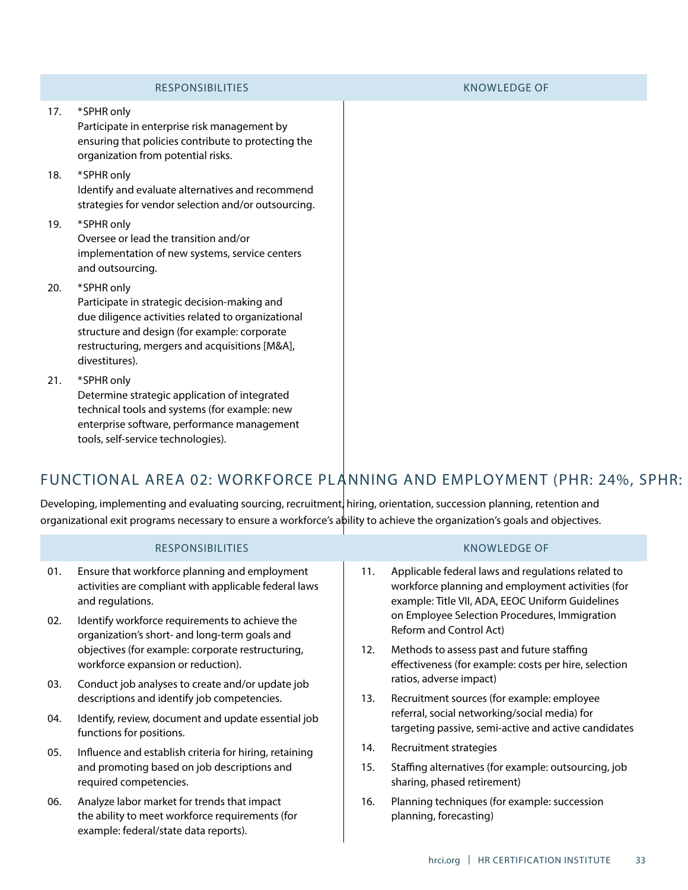| RESPONSIBILITIES | KNOWLEDGE OF |
|---|---|
| 17. *SPHR only<br>Participate in enterprise risk management by ensuring that policies contribute to protecting the organization from potential risks. | |
| 18. *SPHR only<br>Identify and evaluate alternatives and recommend strategies for vendor selection and/or outsourcing. | |
| 19. *SPHR only<br>Oversee or lead the transition and/or implementation of new systems, service centers and outsourcing. | |
| 20. *SPHR only<br>Participate in strategic decision-making and due diligence activities related to organizational structure and design (for example: corporate restructuring, mergers and acquisitions [M&A], divestitures). | |
| 21. *SPHR only<br>Determine strategic application of integrated technical tools and systems (for example: new enterprise software, performance management tools, self-service technologies). | |

## FUNCTIONAL AREA 02: WORKFORCE PLANNING AND EMPLOYMENT (PHR: 24%, SPHR:

Developing, implementing and evaluating sourcing, recruitment, hiring, orientation, succession planning, retention and organizational exit programs necessary to ensure a workforce's ability to achieve the organization's goals and objectives.

| RESPONSIBILITIES | KNOWLEDGE OF |
|---|---|
| 01. Ensure that workforce planning and employment activities are compliant with applicable federal laws and regulations. | 11. Applicable federal laws and regulations related to workforce planning and employment activities (for example: Title VII, ADA, EEOC Uniform Guidelines on Employee Selection Procedures, Immigration Reform and Control Act) |
| 02. Identify workforce requirements to achieve the organization's short- and long-term goals and objectives (for example: corporate restructuring, workforce expansion or reduction). | 12. Methods to assess past and future staffing effectiveness (for example: costs per hire, selection ratios, adverse impact) |
| 03. Conduct job analyses to create and/or update job descriptions and identify job competencies. | 13. Recruitment sources (for example: employee referral, social networking/social media) for targeting passive, semi-active and active candidates |
| 04. Identify, review, document and update essential job functions for positions. | 14. Recruitment strategies |
| 05. Influence and establish criteria for hiring, retaining and promoting based on job descriptions and required competencies. | 15. Staffing alternatives (for example: outsourcing, job sharing, phased retirement) |
| 06. Analyze labor market for trends that impact the ability to meet workforce requirements (for example: federal/state data reports). | 16. Planning techniques (for example: succession planning, forecasting) |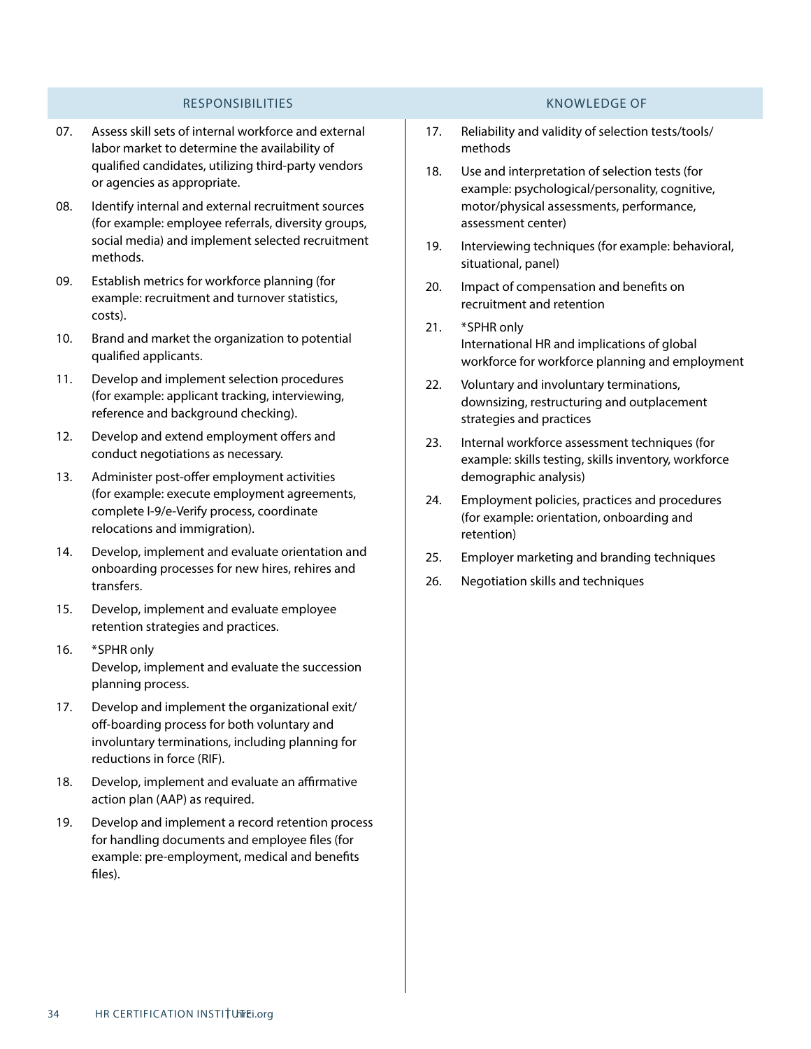### RESPONSIBILITIES

07. Assess skill sets of internal workforce and external labor market to determine the availability of qualified candidates, utilizing third-party vendors or agencies as appropriate.

08. Identify internal and external recruitment sources (for example: employee referrals, diversity groups, social media) and implement selected recruitment methods.

09. Establish metrics for workforce planning (for example: recruitment and turnover statistics, costs).

10. Brand and market the organization to potential qualified applicants.

11. Develop and implement selection procedures (for example: applicant tracking, interviewing, reference and background checking).

12. Develop and extend employment offers and conduct negotiations as necessary.

13. Administer post-offer employment activities (for example: execute employment agreements, complete I-9/e-Verify process, coordinate relocations and immigration).

14. Develop, implement and evaluate orientation and onboarding processes for new hires, rehires and transfers.

15. Develop, implement and evaluate employee retention strategies and practices.

16. *SPHR only
    Develop, implement and evaluate the succession planning process.

17. Develop and implement the organizational exit/off-boarding process for both voluntary and involuntary terminations, including planning for reductions in force (RIF).

18. Develop, implement and evaluate an affirmative action plan (AAP) as required.

19. Develop and implement a record retention process for handling documents and employee files (for example: pre-employment, medical and benefits files).

### KNOWLEDGE OF

17. Reliability and validity of selection tests/tools/methods

18. Use and interpretation of selection tests (for example: psychological/personality, cognitive, motor/physical assessments, performance, assessment center)

19. Interviewing techniques (for example: behavioral, situational, panel)

20. Impact of compensation and benefits on recruitment and retention

21. *SPHR only
    International HR and implications of global workforce for workforce planning and employment

22. Voluntary and involuntary terminations, downsizing, restructuring and outplacement strategies and practices

23. Internal workforce assessment techniques (for example: skills testing, skills inventory, workforce demographic analysis)

24. Employment policies, practices and procedures (for example: orientation, onboarding and retention)

25. Employer marketing and branding techniques

26. Negotiation skills and techniques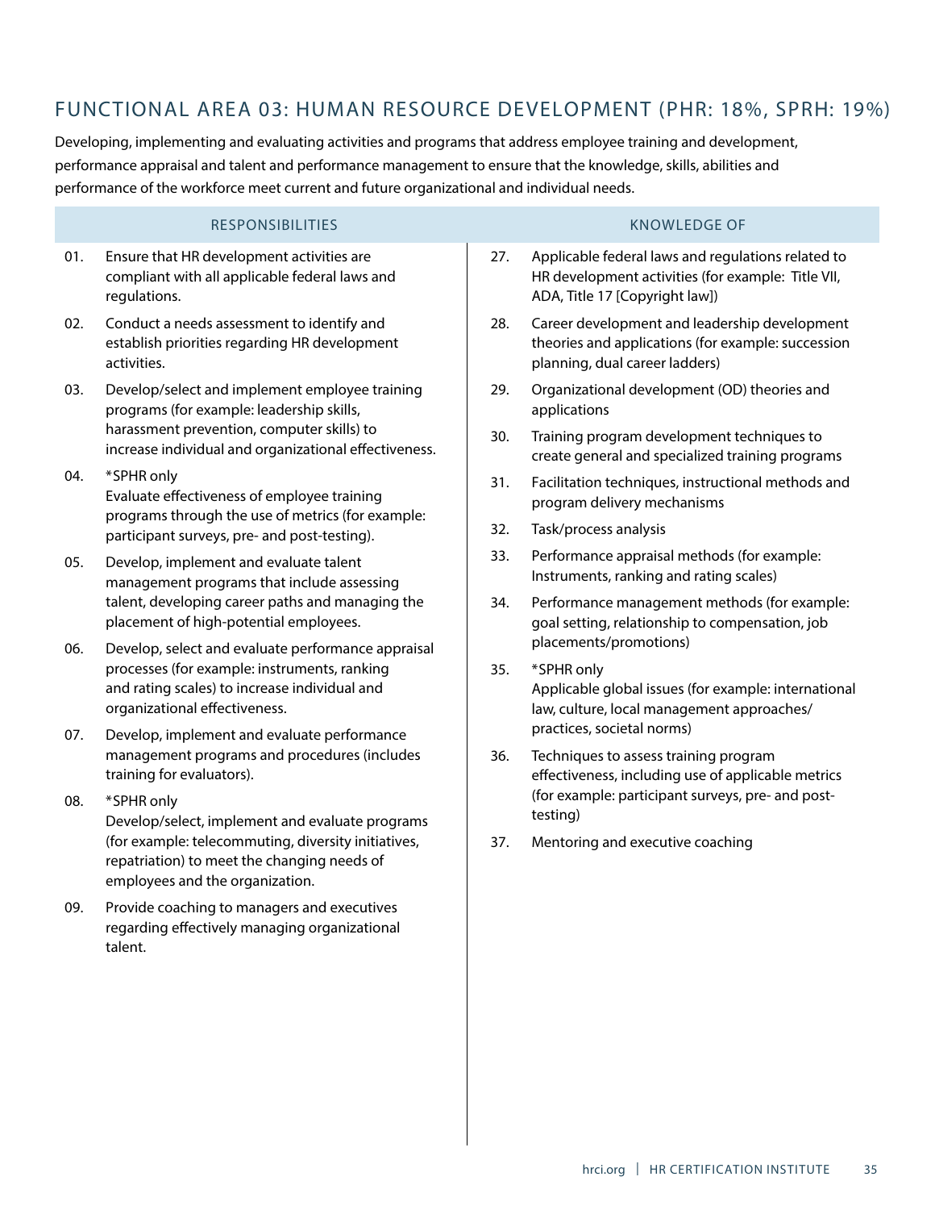## FUNCTIONAL AREA 03: HUMAN RESOURCE DEVELOPMENT (PHR: 18%, SPRH: 19%)

Developing, implementing and evaluating activities and programs that address employee training and development, performance appraisal and talent and performance management to ensure that the knowledge, skills, abilities and performance of the workforce meet current and future organizational and individual needs.

### RESPONSIBILITIES

01. Ensure that HR development activities are compliant with all applicable federal laws and regulations.

02. Conduct a needs assessment to identify and establish priorities regarding HR development activities.

03. Develop/select and implement employee training programs (for example: leadership skills, harassment prevention, computer skills) to increase individual and organizational effectiveness.

04. *SPHR only
Evaluate effectiveness of employee training programs through the use of metrics (for example: participant surveys, pre- and post-testing).

05. Develop, implement and evaluate talent management programs that include assessing talent, developing career paths and managing the placement of high-potential employees.

06. Develop, select and evaluate performance appraisal processes (for example: instruments, ranking and rating scales) to increase individual and organizational effectiveness.

07. Develop, implement and evaluate performance management programs and procedures (includes training for evaluators).

08. *SPHR only
Develop/select, implement and evaluate programs (for example: telecommuting, diversity initiatives, repatriation) to meet the changing needs of employees and the organization.

09. Provide coaching to managers and executives regarding effectively managing organizational talent.

### KNOWLEDGE OF

27. Applicable federal laws and regulations related to HR development activities (for example: Title VII, ADA, Title 17 [Copyright law])

28. Career development and leadership development theories and applications (for example: succession planning, dual career ladders)

29. Organizational development (OD) theories and applications

30. Training program development techniques to create general and specialized training programs

31. Facilitation techniques, instructional methods and program delivery mechanisms

32. Task/process analysis

33. Performance appraisal methods (for example: Instruments, ranking and rating scales)

34. Performance management methods (for example: goal setting, relationship to compensation, job placements/promotions)

35. *SPHR only
Applicable global issues (for example: international law, culture, local management approaches/practices, societal norms)

36. Techniques to assess training program effectiveness, including use of applicable metrics (for example: participant surveys, pre- and post-testing)

37. Mentoring and executive coaching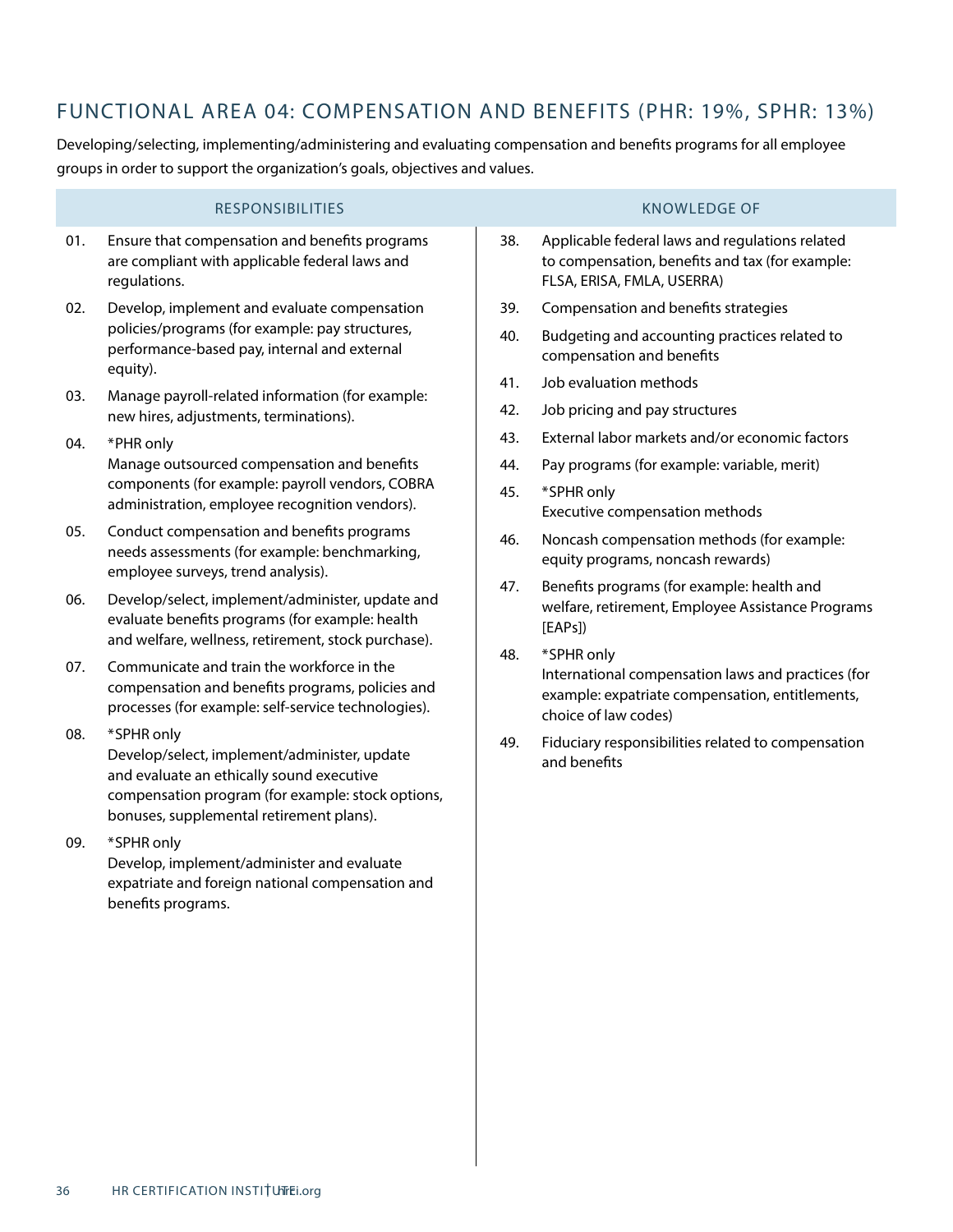## FUNCTIONAL AREA 04: COMPENSATION AND BENEFITS (PHR: 19%, SPHR: 13%)

Developing/selecting, implementing/administering and evaluating compensation and benefits programs for all employee groups in order to support the organization's goals, objectives and values.

### RESPONSIBILITIES

01. Ensure that compensation and benefits programs are compliant with applicable federal laws and regulations.
02. Develop, implement and evaluate compensation policies/programs (for example: pay structures, performance-based pay, internal and external equity).
03. Manage payroll-related information (for example: new hires, adjustments, terminations).
04. *PHR only
    Manage outsourced compensation and benefits components (for example: payroll vendors, COBRA administration, employee recognition vendors).
05. Conduct compensation and benefits programs needs assessments (for example: benchmarking, employee surveys, trend analysis).
06. Develop/select, implement/administer, update and evaluate benefits programs (for example: health and welfare, wellness, retirement, stock purchase).
07. Communicate and train the workforce in the compensation and benefits programs, policies and processes (for example: self-service technologies).
08. *SPHR only
    Develop/select, implement/administer, update and evaluate an ethically sound executive compensation program (for example: stock options, bonuses, supplemental retirement plans).
09. *SPHR only
    Develop, implement/administer and evaluate expatriate and foreign national compensation and benefits programs.

### KNOWLEDGE OF

38. Applicable federal laws and regulations related to compensation, benefits and tax (for example: FLSA, ERISA, FMLA, USERRA)
39. Compensation and benefits strategies
40. Budgeting and accounting practices related to compensation and benefits
41. Job evaluation methods
42. Job pricing and pay structures
43. External labor markets and/or economic factors
44. Pay programs (for example: variable, merit)
45. *SPHR only
    Executive compensation methods
46. Noncash compensation methods (for example: equity programs, noncash rewards)
47. Benefits programs (for example: health and welfare, retirement, Employee Assistance Programs [EAPs])
48. *SPHR only
    International compensation laws and practices (for example: expatriate compensation, entitlements, choice of law codes)
49. Fiduciary responsibilities related to compensation and benefits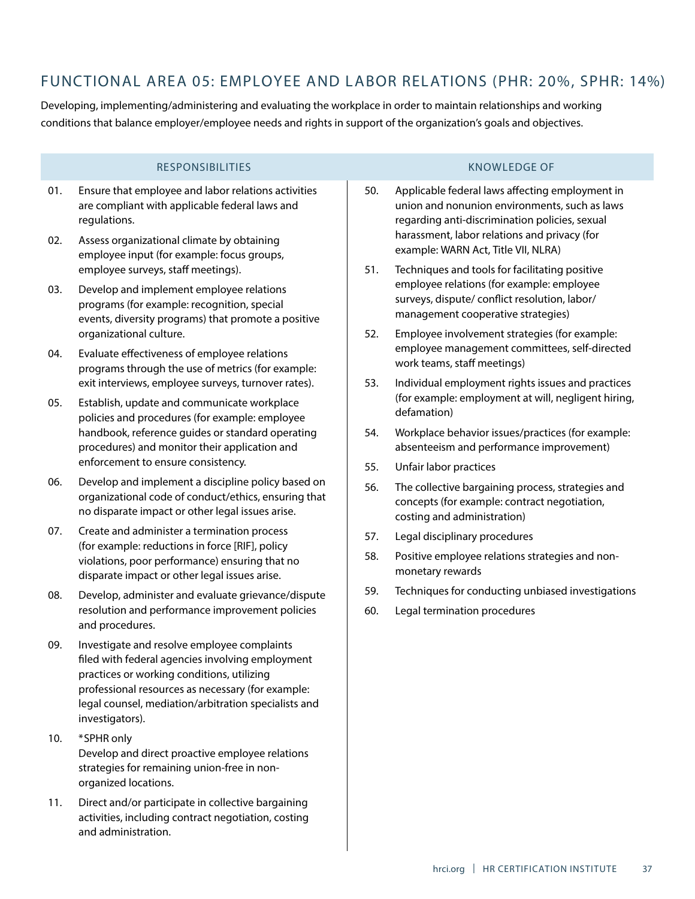## FUNCTIONAL AREA 05: EMPLOYEE AND LABOR RELATIONS (PHR: 20%, SPHR: 14%)

Developing, implementing/administering and evaluating the workplace in order to maintain relationships and working conditions that balance employer/employee needs and rights in support of the organization's goals and objectives.

### RESPONSIBILITIES

01. Ensure that employee and labor relations activities are compliant with applicable federal laws and regulations.

02. Assess organizational climate by obtaining employee input (for example: focus groups, employee surveys, staff meetings).

03. Develop and implement employee relations programs (for example: recognition, special events, diversity programs) that promote a positive organizational culture.

04. Evaluate effectiveness of employee relations programs through the use of metrics (for example: exit interviews, employee surveys, turnover rates).

05. Establish, update and communicate workplace policies and procedures (for example: employee handbook, reference guides or standard operating procedures) and monitor their application and enforcement to ensure consistency.

06. Develop and implement a discipline policy based on organizational code of conduct/ethics, ensuring that no disparate impact or other legal issues arise.

07. Create and administer a termination process (for example: reductions in force [RIF], policy violations, poor performance) ensuring that no disparate impact or other legal issues arise.

08. Develop, administer and evaluate grievance/dispute resolution and performance improvement policies and procedures.

09. Investigate and resolve employee complaints filed with federal agencies involving employment practices or working conditions, utilizing professional resources as necessary (for example: legal counsel, mediation/arbitration specialists and investigators).

10. *SPHR only
    Develop and direct proactive employee relations strategies for remaining union-free in non-organized locations.

11. Direct and/or participate in collective bargaining activities, including contract negotiation, costing and administration.

### KNOWLEDGE OF

50. Applicable federal laws affecting employment in union and nonunion environments, such as laws regarding anti-discrimination policies, sexual harassment, labor relations and privacy (for example: WARN Act, Title VII, NLRA)

51. Techniques and tools for facilitating positive employee relations (for example: employee surveys, dispute/ conflict resolution, labor/ management cooperative strategies)

52. Employee involvement strategies (for example: employee management committees, self-directed work teams, staff meetings)

53. Individual employment rights issues and practices (for example: employment at will, negligent hiring, defamation)

54. Workplace behavior issues/practices (for example: absenteeism and performance improvement)

55. Unfair labor practices

56. The collective bargaining process, strategies and concepts (for example: contract negotiation, costing and administration)

57. Legal disciplinary procedures

58. Positive employee relations strategies and non-monetary rewards

59. Techniques for conducting unbiased investigations

60. Legal termination procedures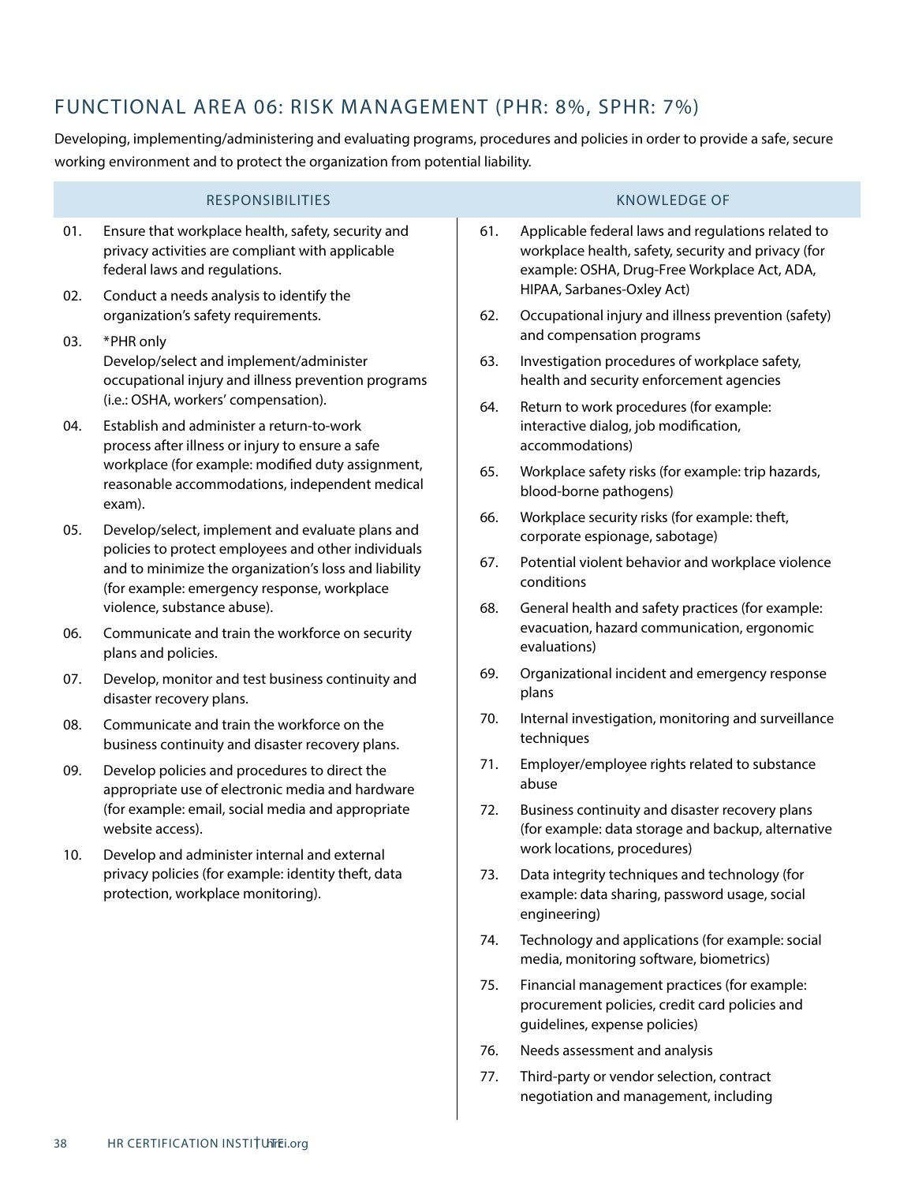## FUNCTIONAL AREA 06: RISK MANAGEMENT (PHR: 8%, SPHR: 7%)

Developing, implementing/administering and evaluating programs, procedures and policies in order to provide a safe, secure working environment and to protect the organization from potential liability.

### RESPONSIBILITIES

01. Ensure that workplace health, safety, security and privacy activities are compliant with applicable federal laws and regulations.
02. Conduct a needs analysis to identify the organization's safety requirements.
03. *PHR only
    Develop/select and implement/administer occupational injury and illness prevention programs (i.e.: OSHA, workers' compensation).
04. Establish and administer a return-to-work process after illness or injury to ensure a safe workplace (for example: modified duty assignment, reasonable accommodations, independent medical exam).
05. Develop/select, implement and evaluate plans and policies to protect employees and other individuals and to minimize the organization's loss and liability (for example: emergency response, workplace violence, substance abuse).
06. Communicate and train the workforce on security plans and policies.
07. Develop, monitor and test business continuity and disaster recovery plans.
08. Communicate and train the workforce on the business continuity and disaster recovery plans.
09. Develop policies and procedures to direct the appropriate use of electronic media and hardware (for example: email, social media and appropriate website access).
10. Develop and administer internal and external privacy policies (for example: identity theft, data protection, workplace monitoring).

### KNOWLEDGE OF

61. Applicable federal laws and regulations related to workplace health, safety, security and privacy (for example: OSHA, Drug-Free Workplace Act, ADA, HIPAA, Sarbanes-Oxley Act)
62. Occupational injury and illness prevention (safety) and compensation programs
63. Investigation procedures of workplace safety, health and security enforcement agencies
64. Return to work procedures (for example: interactive dialog, job modification, accommodations)
65. Workplace safety risks (for example: trip hazards, blood-borne pathogens)
66. Workplace security risks (for example: theft, corporate espionage, sabotage)
67. Potential violent behavior and workplace violence conditions
68. General health and safety practices (for example: evacuation, hazard communication, ergonomic evaluations)
69. Organizational incident and emergency response plans
70. Internal investigation, monitoring and surveillance techniques
71. Employer/employee rights related to substance abuse
72. Business continuity and disaster recovery plans (for example: data storage and backup, alternative work locations, procedures)
73. Data integrity techniques and technology (for example: data sharing, password usage, social engineering)
74. Technology and applications (for example: social media, monitoring software, biometrics)
75. Financial management practices (for example: procurement policies, credit card policies and guidelines, expense policies)
76. Needs assessment and analysis
77. Third-party or vendor selection, contract negotiation and management, including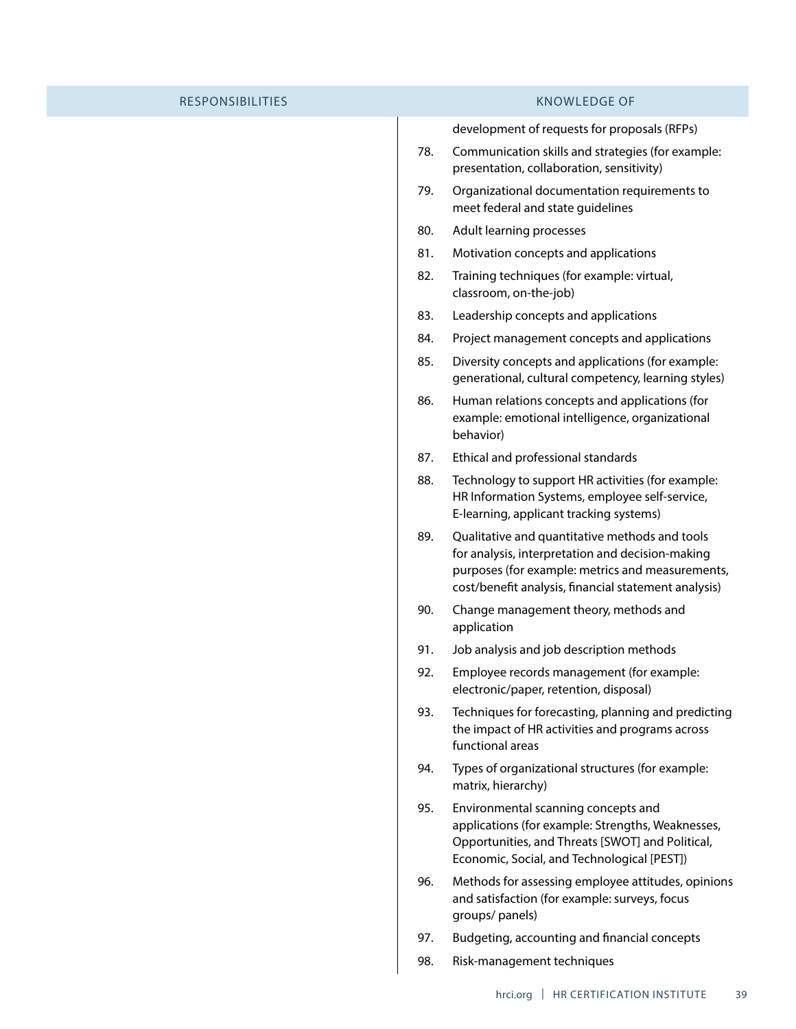| RESPONSIBILITIES | KNOWLEDGE OF |
| --- | --- |
| | development of requests for proposals (RFPs) |
| | 78. Communication skills and strategies (for example: presentation, collaboration, sensitivity) |
| | 79. Organizational documentation requirements to meet federal and state guidelines |
| | 80. Adult learning processes |
| | 81. Motivation concepts and applications |
| | 82. Training techniques (for example: virtual, classroom, on-the-job) |
| | 83. Leadership concepts and applications |
| | 84. Project management concepts and applications |
| | 85. Diversity concepts and applications (for example: generational, cultural competency, learning styles) |
| | 86. Human relations concepts and applications (for example: emotional intelligence, organizational behavior) |
| | 87. Ethical and professional standards |
| | 88. Technology to support HR activities (for example: HR Information Systems, employee self-service, E-learning, applicant tracking systems) |
| | 89. Qualitative and quantitative methods and tools for analysis, interpretation and decision-making purposes (for example: metrics and measurements, cost/benefit analysis, financial statement analysis) |
| | 90. Change management theory, methods and application |
| | 91. Job analysis and job description methods |
| | 92. Employee records management (for example: electronic/paper, retention, disposal) |
| | 93. Techniques for forecasting, planning and predicting the impact of HR activities and programs across functional areas |
| | 94. Types of organizational structures (for example: matrix, hierarchy) |
| | 95. Environmental scanning concepts and applications (for example: Strengths, Weaknesses, Opportunities, and Threats [SWOT] and Political, Economic, Social, and Technological [PEST]) |
| | 96. Methods for assessing employee attitudes, opinions and satisfaction (for example: surveys, focus groups/ panels) |
| | 97. Budgeting, accounting and financial concepts |
| | 98. Risk-management techniques |